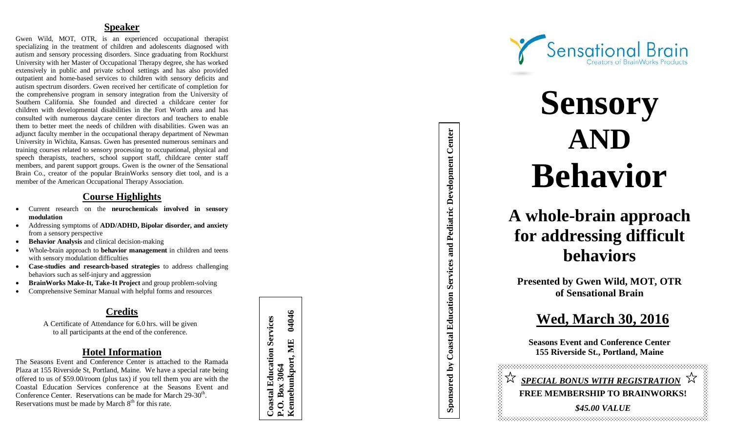## Speaker

Gwen Wild, MOT, OTR, is an experienced occupational therapist specializing in the treatment of children and adolescents diagnosed with autism and sensory processing disorders. Since graduating from Rockhurst University with her Master of Occupational Therapy degree, she has worked extensively in public and private school settings and has also provided outpatient and home-based services to children with sensory deficits and autism spectrum disorders. Gwen received her certificate of completion for the comprehensive program in sensory integration from the University of Southern California. She founded and directed a childcare center for children with developmental disabilities in the Fort Worth area and has consulted with numerous daycare center directors and teachers to enable them to better meet the needs of children with disabilities. Gwen was an adjunct faculty member in the occupational therapy department of Newman University in Wichita, Kansas. Gwen has presented numerous seminars and training courses related to sensory processing to occupational, physical and speech therapists, teachers, school support staff, childcare center staff members, and parent support groups. Gwen is the owner of the Sensational Brain Co., creator of the popular BrainWorks sensory diet tool, and is a member of the American Occupational Therapy Association.

## Course Highlights

- Current research on the **neurochemicals involved in sensory modulation**
- Addressing symptoms of **ADD/ADHD, Bipolar disorder, and anxiety** from a sensory perspective
- **Behavior Analysis** and clinical decision-making
- Whole-brain approach to **behavior management** in children and teens with sensory modulation difficulties
- **Case-studies and research-based strategies** to address challenging behaviors such as self-injury and aggression
- **BrainWorks Make-It, Take-It Project** and group problem-solving
- Comprehensive Seminar Manual with helpful forms and resources

## Credits

A Certificate of Attendance for 6.0 hrs. will be given to all participants at the end of the conference.

## Hotel Information

The Seasons Event and Conference Center is attached to the Ramada Plaza at 155 Riverside St, Portland, Maine. We have a special rate being offered to us of $59.00/room (plus tax) if you tell them you are with the Coastal Education Services conference at the Seasons Event and Conference Center. Reservations can be made for March 29-30th. Reservations must be made by March 8th for this rate.

**Coastal Education Services**
**P.O. Box 3064**
**Kennebunkport, ME 04046**

**Sponsored by Coastal Education Services and Pediatric Development Center**

Sensational Brain
Creators of BrainWorks Products

# Sensory AND Behavior

## A whole-brain approach for addressing difficult behaviors

**Presented by Gwen Wild, MOT, OTR of Sensational Brain**

## Wed, March 30, 2016

**Seasons Event and Conference Center**
**155 Riverside St., Portland, Maine**

☆ ***SPECIAL BONUS WITH REGISTRATION*** ☆

**FREE MEMBERSHIP TO BRAINWORKS!**

***$45.00 VALUE***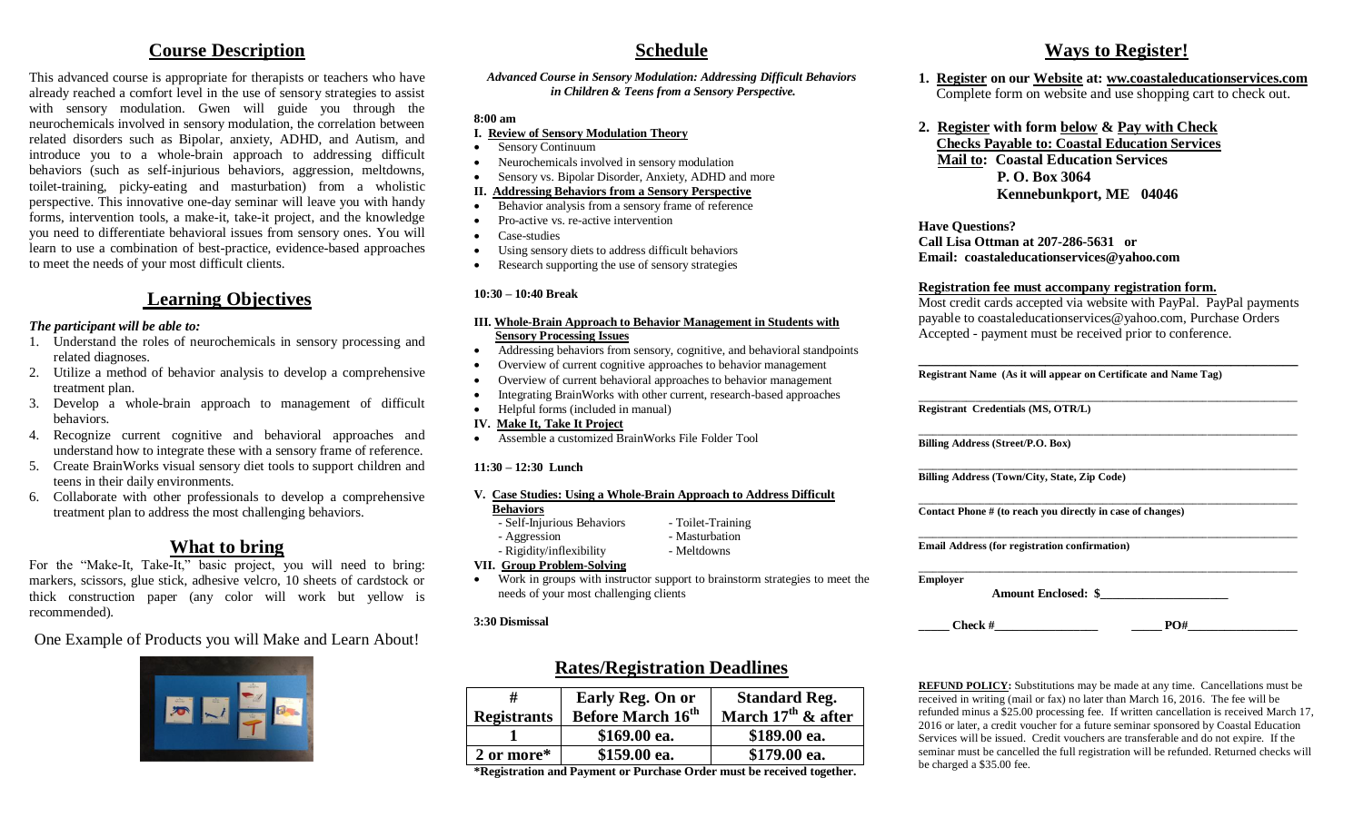## Course Description

This advanced course is appropriate for therapists or teachers who have already reached a comfort level in the use of sensory strategies to assist with sensory modulation. Gwen will guide you through the neurochemicals involved in sensory modulation, the correlation between related disorders such as Bipolar, anxiety, ADHD, and Autism, and introduce you to a whole-brain approach to addressing difficult behaviors (such as self-injurious behaviors, aggression, meltdowns, toilet-training, picky-eating and masturbation) from a wholistic perspective. This innovative one-day seminar will leave you with handy forms, intervention tools, a make-it, take-it project, and the knowledge you need to differentiate behavioral issues from sensory ones. You will learn to use a combination of best-practice, evidence-based approaches to meet the needs of your most difficult clients.

## Learning Objectives

*The participant will be able to:*

1. Understand the roles of neurochemicals in sensory processing and related diagnoses.
2. Utilize a method of behavior analysis to develop a comprehensive treatment plan.
3. Develop a whole-brain approach to management of difficult behaviors.
4. Recognize current cognitive and behavioral approaches and understand how to integrate these with a sensory frame of reference.
5. Create BrainWorks visual sensory diet tools to support children and teens in their daily environments.
6. Collaborate with other professionals to develop a comprehensive treatment plan to address the most challenging behaviors.

## What to bring

For the "Make-It, Take-It," basic project, you will need to bring: markers, scissors, glue stick, adhesive velcro, 10 sheets of cardstock or thick construction paper (any color will work but yellow is recommended).

One Example of Products you will Make and Learn About!

## Schedule

***Advanced Course in Sensory Modulation: Addressing Difficult Behaviors in Children & Teens from a Sensory Perspective.***

**8:00 am**

**I. Review of Sensory Modulation Theory**

- Sensory Continuum
- Neurochemicals involved in sensory modulation
- Sensory vs. Bipolar Disorder, Anxiety, ADHD and more

**II. Addressing Behaviors from a Sensory Perspective**

- Behavior analysis from a sensory frame of reference
- Pro-active vs. re-active intervention
- Case-studies
- Using sensory diets to address difficult behaviors
- Research supporting the use of sensory strategies

**10:30 – 10:40 Break**

**III. Whole-Brain Approach to Behavior Management in Students with Sensory Processing Issues**

- Addressing behaviors from sensory, cognitive, and behavioral standpoints
- Overview of current cognitive approaches to behavior management
- Overview of current behavioral approaches to behavior management
- Integrating BrainWorks with other current, research-based approaches
- Helpful forms (included in manual)

**IV. Make It, Take It Project**

- Assemble a customized BrainWorks File Folder Tool

**11:30 – 12:30 Lunch**

**V. Case Studies: Using a Whole-Brain Approach to Address Difficult Behaviors**

- Self-Injurious Behaviors
- Aggression
- Rigidity/inflexibility
- Toilet-Training
- Masturbation
- Meltdowns

**VII. Group Problem-Solving**

- Work in groups with instructor support to brainstorm strategies to meet the needs of your most challenging clients

**3:30 Dismissal**

## Rates/Registration Deadlines

| # Registrants | Early Reg. On or Before March 16th | Standard Reg. March 17th & after |
|---|---|---|
| 1 | $169.00 ea. | $189.00 ea. |
| 2 or more* | $159.00 ea. | $179.00 ea. |

**\*Registration and Payment or Purchase Order must be received together.**

## Ways to Register!

1. **Register on our Website at: ww.coastaleducationservices.com**
   Complete form on website and use shopping cart to check out.

2. **Register with form below & Pay with Check**
   **Checks Payable to: Coastal Education Services**
   **Mail to: Coastal Education Services**
   **P. O. Box 3064**
   **Kennebunkport, ME 04046**

**Have Questions?**
**Call Lisa Ottman at 207-286-5631 or**
**Email: coastaleducationservices@yahoo.com**

**Registration fee must accompany registration form.**
Most credit cards accepted via website with PayPal. PayPal payments payable to coastaleducationservices@yahoo.com, Purchase Orders Accepted - payment must be received prior to conference.

______________________________
**Registrant Name (As it will appear on Certificate and Name Tag)**

______________________________
**Registrant Credentials (MS, OTR/L)**

______________________________
**Billing Address (Street/P.O. Box)**

______________________________
**Billing Address (Town/City, State, Zip Code)**

______________________________
**Contact Phone # (to reach you directly in case of changes)**

______________________________
**Email Address (for registration confirmation)**

______________________________
**Employer**

**Amount Enclosed: $____________________**

**_____ Check #________________ _____ PO#_________________**

**REFUND POLICY:** Substitutions may be made at any time. Cancellations must be received in writing (mail or fax) no later than March 16, 2016. The fee will be refunded minus a $25.00 processing fee. If written cancellation is received March 17, 2016 or later, a credit voucher for a future seminar sponsored by Coastal Education Services will be issued. Credit vouchers are transferable and do not expire. If the seminar must be cancelled the full registration will be refunded. Returned checks will be charged a $35.00 fee.